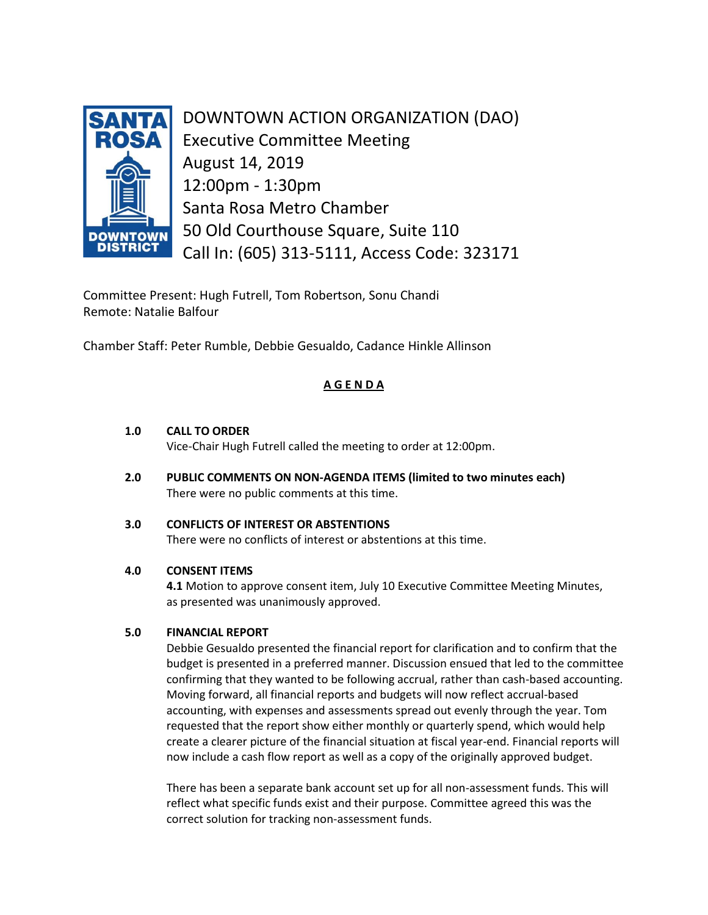# DOWNTOWN ACTION ORGANIZATION (DAO)

Executive Committee Meeting
August 14, 2019
12:00pm - 1:30pm
Santa Rosa Metro Chamber
50 Old Courthouse Square, Suite 110
Call In: (605) 313-5111, Access Code: 323171

Committee Present: Hugh Futrell, Tom Robertson, Sonu Chandi
Remote: Natalie Balfour

Chamber Staff: Peter Rumble, Debbie Gesualdo, Cadance Hinkle Allinson

## A G E N D A

**1.0 CALL TO ORDER**

Vice-Chair Hugh Futrell called the meeting to order at 12:00pm.

**2.0 PUBLIC COMMENTS ON NON-AGENDA ITEMS (limited to two minutes each)**

There were no public comments at this time.

**3.0 CONFLICTS OF INTEREST OR ABSTENTIONS**

There were no conflicts of interest or abstentions at this time.

**4.0 CONSENT ITEMS**

**4.1** Motion to approve consent item, July 10 Executive Committee Meeting Minutes, as presented was unanimously approved.

**5.0 FINANCIAL REPORT**

Debbie Gesualdo presented the financial report for clarification and to confirm that the budget is presented in a preferred manner. Discussion ensued that led to the committee confirming that they wanted to be following accrual, rather than cash-based accounting. Moving forward, all financial reports and budgets will now reflect accrual-based accounting, with expenses and assessments spread out evenly through the year. Tom requested that the report show either monthly or quarterly spend, which would help create a clearer picture of the financial situation at fiscal year-end. Financial reports will now include a cash flow report as well as a copy of the originally approved budget.

There has been a separate bank account set up for all non-assessment funds. This will reflect what specific funds exist and their purpose. Committee agreed this was the correct solution for tracking non-assessment funds.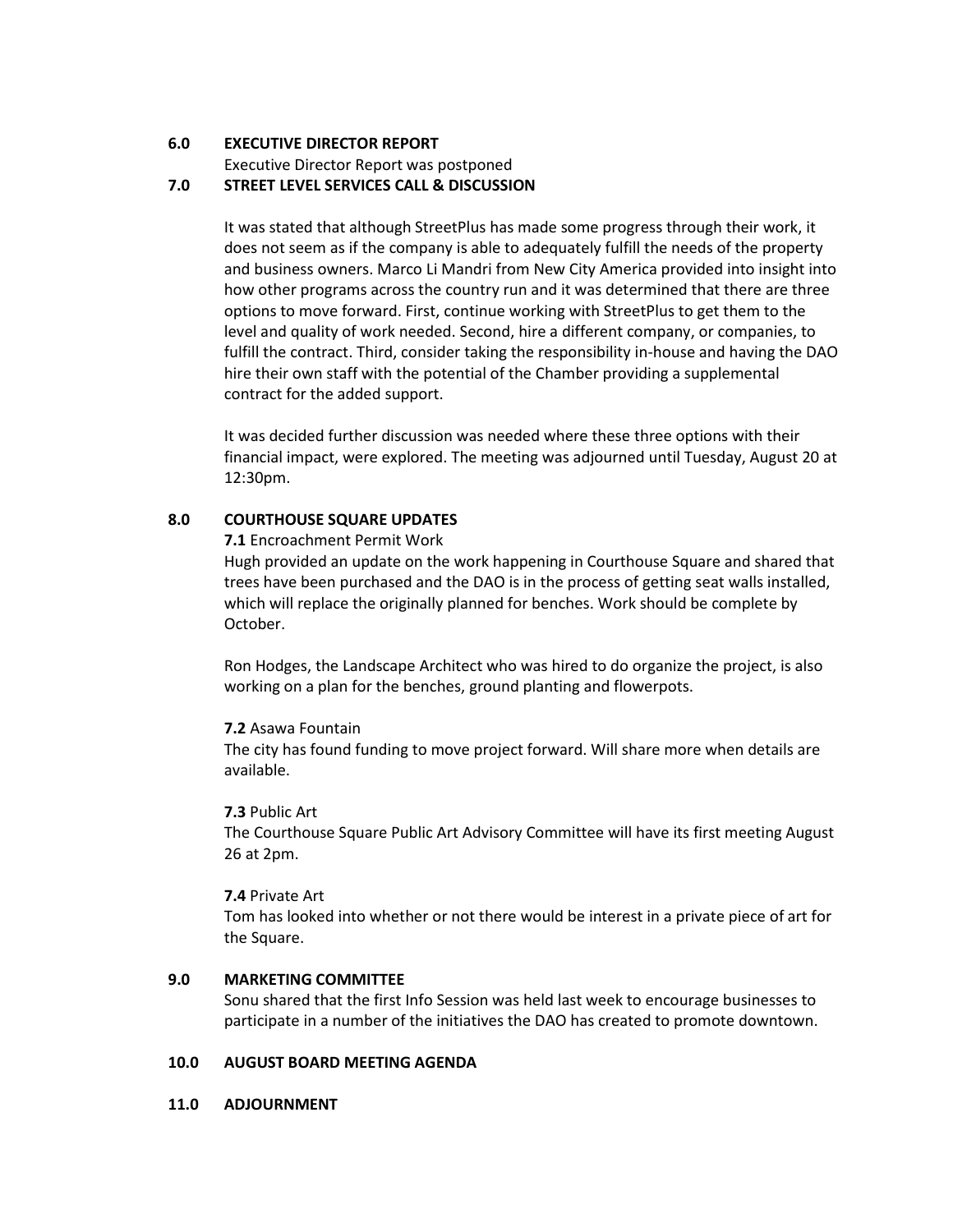## 6.0 EXECUTIVE DIRECTOR REPORT

Executive Director Report was postponed

## 7.0 STREET LEVEL SERVICES CALL & DISCUSSION

It was stated that although StreetPlus has made some progress through their work, it does not seem as if the company is able to adequately fulfill the needs of the property and business owners. Marco Li Mandri from New City America provided into insight into how other programs across the country run and it was determined that there are three options to move forward. First, continue working with StreetPlus to get them to the level and quality of work needed. Second, hire a different company, or companies, to fulfill the contract. Third, consider taking the responsibility in-house and having the DAO hire their own staff with the potential of the Chamber providing a supplemental contract for the added support.

It was decided further discussion was needed where these three options with their financial impact, were explored. The meeting was adjourned until Tuesday, August 20 at 12:30pm.

## 8.0 COURTHOUSE SQUARE UPDATES

**7.1** Encroachment Permit Work

Hugh provided an update on the work happening in Courthouse Square and shared that trees have been purchased and the DAO is in the process of getting seat walls installed, which will replace the originally planned for benches. Work should be complete by October.

Ron Hodges, the Landscape Architect who was hired to do organize the project, is also working on a plan for the benches, ground planting and flowerpots.

**7.2** Asawa Fountain

The city has found funding to move project forward. Will share more when details are available.

**7.3** Public Art

The Courthouse Square Public Art Advisory Committee will have its first meeting August 26 at 2pm.

**7.4** Private Art

Tom has looked into whether or not there would be interest in a private piece of art for the Square.

## 9.0 MARKETING COMMITTEE

Sonu shared that the first Info Session was held last week to encourage businesses to participate in a number of the initiatives the DAO has created to promote downtown.

## 10.0 AUGUST BOARD MEETING AGENDA

## 11.0 ADJOURNMENT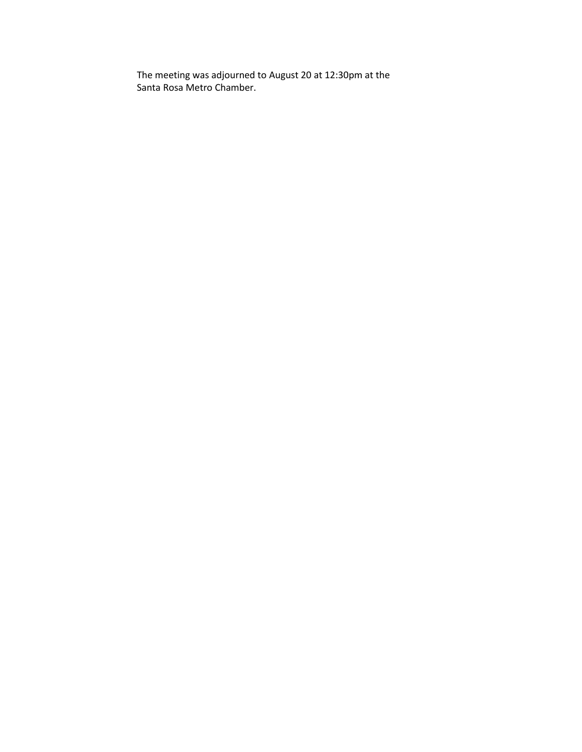The meeting was adjourned to August 20 at 12:30pm at the Santa Rosa Metro Chamber.